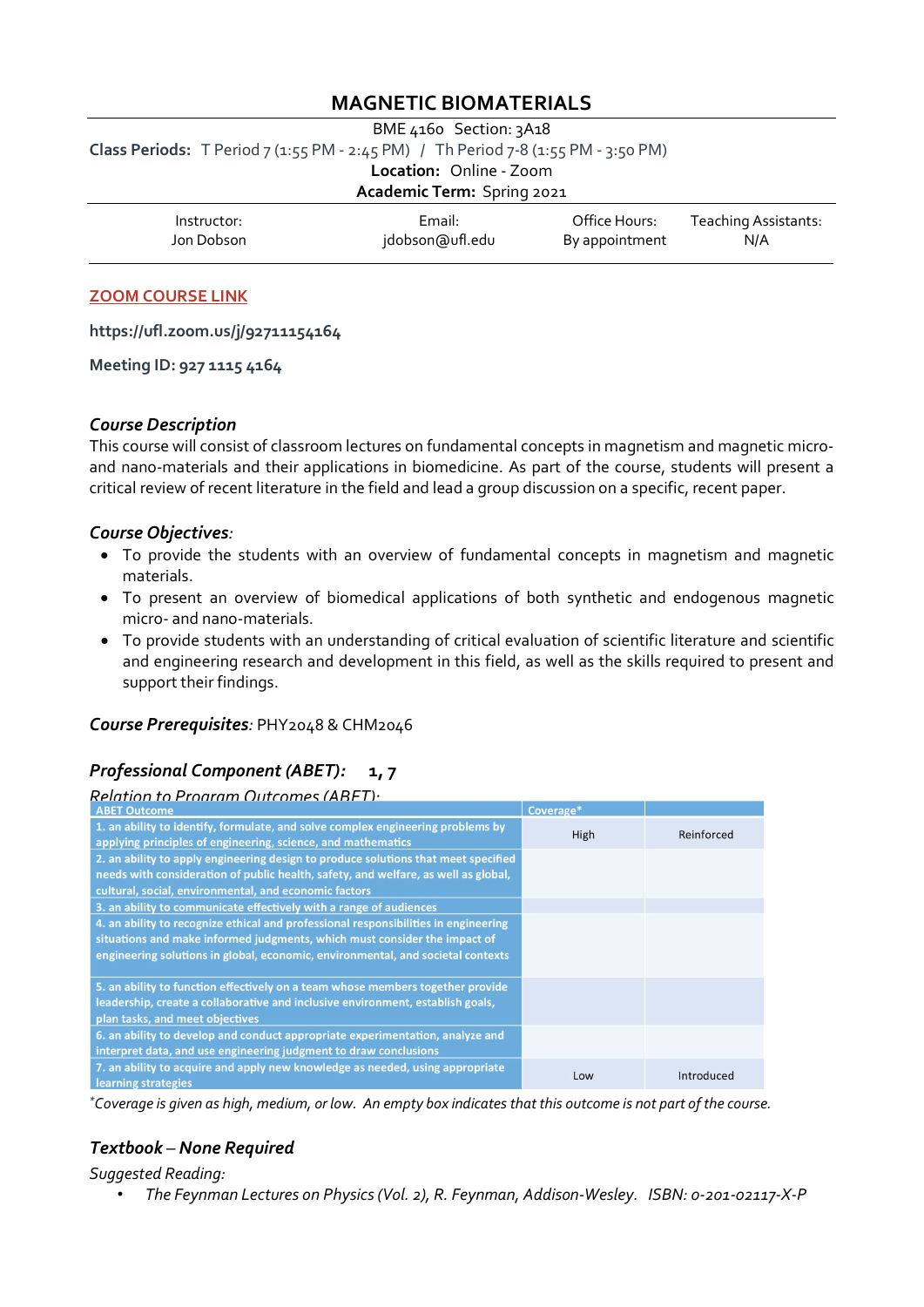# MAGNETIC BIOMATERIALS

BME 4160 Section: 3A18

**Class Periods:** T Period 7 (1:55 PM - 2:45 PM) / Th Period 7-8 (1:55 PM - 3:50 PM)

**Location:** Online - Zoom

**Academic Term:** Spring 2021

| Instructor: | Email: | Office Hours: | Teaching Assistants: |
|---|---|---|---|
| Jon Dobson | jdobson@ufl.edu | By appointment | N/A |

**ZOOM COURSE LINK**

**https://ufl.zoom.us/j/92711154164**

**Meeting ID: 927 1115 4164**

### *Course Description*

This course will consist of classroom lectures on fundamental concepts in magnetism and magnetic micro- and nano-materials and their applications in biomedicine. As part of the course, students will present a critical review of recent literature in the field and lead a group discussion on a specific, recent paper.

### *Course Objectives:*

- To provide the students with an overview of fundamental concepts in magnetism and magnetic materials.
- To present an overview of biomedical applications of both synthetic and endogenous magnetic micro- and nano-materials.
- To provide students with an understanding of critical evaluation of scientific literature and scientific and engineering research and development in this field, as well as the skills required to present and support their findings.

***Course Prerequisites**:* PHY2048 & CHM2046

### *Professional Component (ABET):* **1, 7**

*Relation to Program Outcomes (ABET):*

| ABET Outcome | Coverage* | |
|---|---|---|
| 1. an ability to identify, formulate, and solve complex engineering problems by applying principles of engineering, science, and mathematics | High | Reinforced |
| 2. an ability to apply engineering design to produce solutions that meet specified needs with consideration of public health, safety, and welfare, as well as global, cultural, social, environmental, and economic factors | | |
| 3. an ability to communicate effectively with a range of audiences | | |
| 4. an ability to recognize ethical and professional responsibilities in engineering situations and make informed judgments, which must consider the impact of engineering solutions in global, economic, environmental, and societal contexts | | |
| 5. an ability to function effectively on a team whose members together provide leadership, create a collaborative and inclusive environment, establish goals, plan tasks, and meet objectives | | |
| 6. an ability to develop and conduct appropriate experimentation, analyze and interpret data, and use engineering judgment to draw conclusions | | |
| 7. an ability to acquire and apply new knowledge as needed, using appropriate learning strategies | Low | Introduced |

*\*Coverage is given as high, medium, or low. An empty box indicates that this outcome is not part of the course.*

### *Textbook – None Required*

*Suggested Reading:*

- *The Feynman Lectures on Physics (Vol. 2), R. Feynman, Addison-Wesley. ISBN: 0-201-02117-X-P*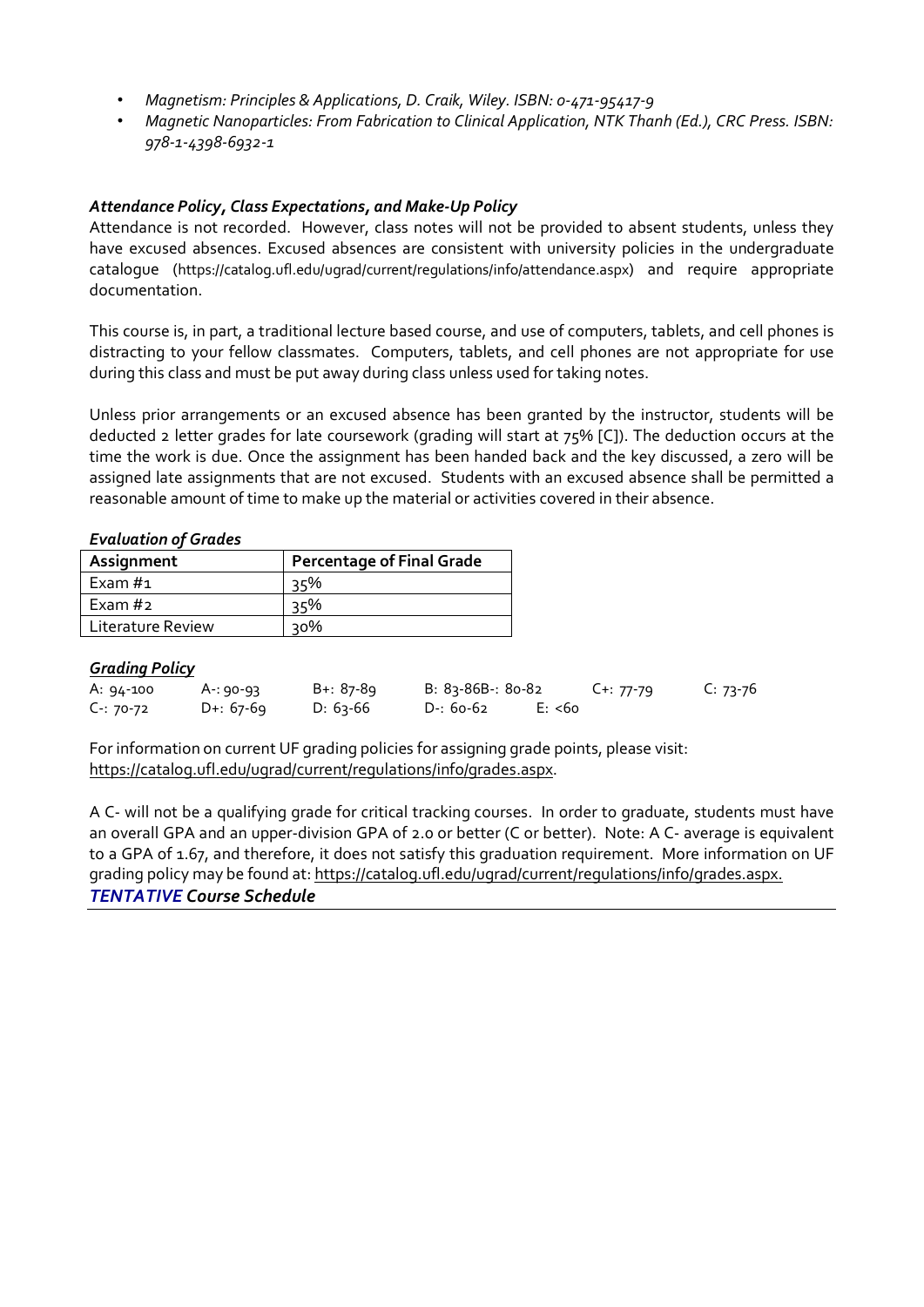- *Magnetism: Principles & Applications, D. Craik, Wiley. ISBN: 0-471-95417-9*
- *Magnetic Nanoparticles: From Fabrication to Clinical Application, NTK Thanh (Ed.), CRC Press. ISBN: 978-1-4398-6932-1*

***Attendance Policy, Class Expectations, and Make-Up Policy***

Attendance is not recorded. However, class notes will not be provided to absent students, unless they have excused absences. Excused absences are consistent with university policies in the undergraduate catalogue (https://catalog.ufl.edu/ugrad/current/regulations/info/attendance.aspx) and require appropriate documentation.

This course is, in part, a traditional lecture based course, and use of computers, tablets, and cell phones is distracting to your fellow classmates. Computers, tablets, and cell phones are not appropriate for use during this class and must be put away during class unless used for taking notes.

Unless prior arrangements or an excused absence has been granted by the instructor, students will be deducted 2 letter grades for late coursework (grading will start at 75% [C]). The deduction occurs at the time the work is due. Once the assignment has been handed back and the key discussed, a zero will be assigned late assignments that are not excused. Students with an excused absence shall be permitted a reasonable amount of time to make up the material or activities covered in their absence.

***Evaluation of Grades***

| Assignment | Percentage of Final Grade |
|---|---|
| Exam #1 | 35% |
| Exam #2 | 35% |
| Literature Review | 30% |

***Grading Policy***

| | | | | | | |
|---|---|---|---|---|---|---|
| A: 94-100 | A-: 90-93 | B+: 87-89 | B: 83-86 | B-: 80-82 | C+: 77-79 | C: 73-76 |
| C-: 70-72 | D+: 67-69 | D: 63-66 | D-: 60-62 | E: <60 | | |

For information on current UF grading policies for assigning grade points, please visit: https://catalog.ufl.edu/ugrad/current/regulations/info/grades.aspx.

A C- will not be a qualifying grade for critical tracking courses. In order to graduate, students must have an overall GPA and an upper-division GPA of 2.0 or better (C or better). Note: A C- average is equivalent to a GPA of 1.67, and therefore, it does not satisfy this graduation requirement. More information on UF grading policy may be found at: https://catalog.ufl.edu/ugrad/current/regulations/info/grades.aspx.

***TENTATIVE Course Schedule***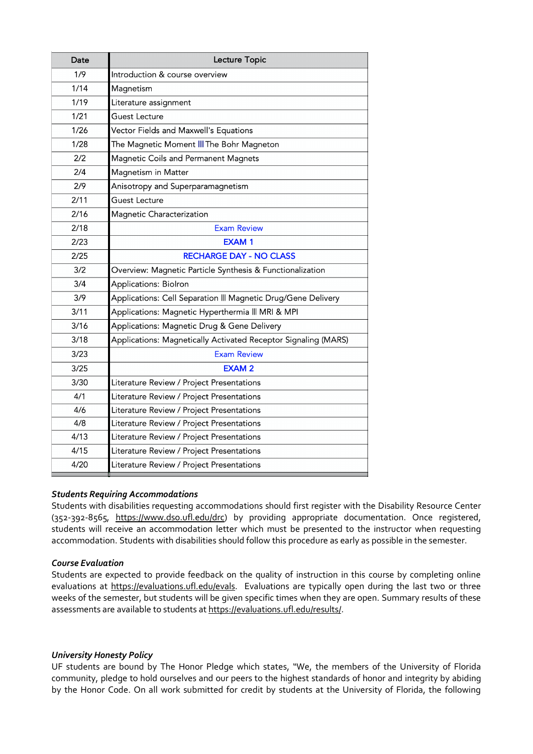| Date | Lecture Topic |
|---|---|
| 1/9 | Introduction & course overview |
| 1/14 | Magnetism |
| 1/19 | Literature assignment |
| 1/21 | Guest Lecture |
| 1/26 | Vector Fields and Maxwell's Equations |
| 1/28 | The Magnetic Moment ǀǀǀ The Bohr Magneton |
| 2/2 | Magnetic Coils and Permanent Magnets |
| 2/4 | Magnetism in Matter |
| 2/9 | Anisotropy and Superparamagnetism |
| 2/11 | Guest Lecture |
| 2/16 | Magnetic Characterization |
| 2/18 | Exam Review |
| 2/23 | **EXAM 1** |
| 2/25 | **RECHARGE DAY - NO CLASS** |
| 3/2 | Overview: Magnetic Particle Synthesis & Functionalization |
| 3/4 | Applications: BioIron |
| 3/9 | Applications: Cell Separation ǀǀǀ Magnetic Drug/Gene Delivery |
| 3/11 | Applications: Magnetic Hyperthermia ǀǀǀ MRI & MPI |
| 3/16 | Applications: Magnetic Drug & Gene Delivery |
| 3/18 | Applications: Magnetically Activated Receptor Signaling (MARS) |
| 3/23 | Exam Review |
| 3/25 | **EXAM 2** |
| 3/30 | Literature Review / Project Presentations |
| 4/1 | Literature Review / Project Presentations |
| 4/6 | Literature Review / Project Presentations |
| 4/8 | Literature Review / Project Presentations |
| 4/13 | Literature Review / Project Presentations |
| 4/15 | Literature Review / Project Presentations |
| 4/20 | Literature Review / Project Presentations |

***Students Requiring Accommodations***

Students with disabilities requesting accommodations should first register with the Disability Resource Center (352-392-8565, https://www.dso.ufl.edu/drc) by providing appropriate documentation. Once registered, students will receive an accommodation letter which must be presented to the instructor when requesting accommodation. Students with disabilities should follow this procedure as early as possible in the semester.

***Course Evaluation***

Students are expected to provide feedback on the quality of instruction in this course by completing online evaluations at https://evaluations.ufl.edu/evals. Evaluations are typically open during the last two or three weeks of the semester, but students will be given specific times when they are open. Summary results of these assessments are available to students at https://evaluations.ufl.edu/results/.

***University Honesty Policy***

UF students are bound by The Honor Pledge which states, "We, the members of the University of Florida community, pledge to hold ourselves and our peers to the highest standards of honor and integrity by abiding by the Honor Code. On all work submitted for credit by students at the University of Florida, the following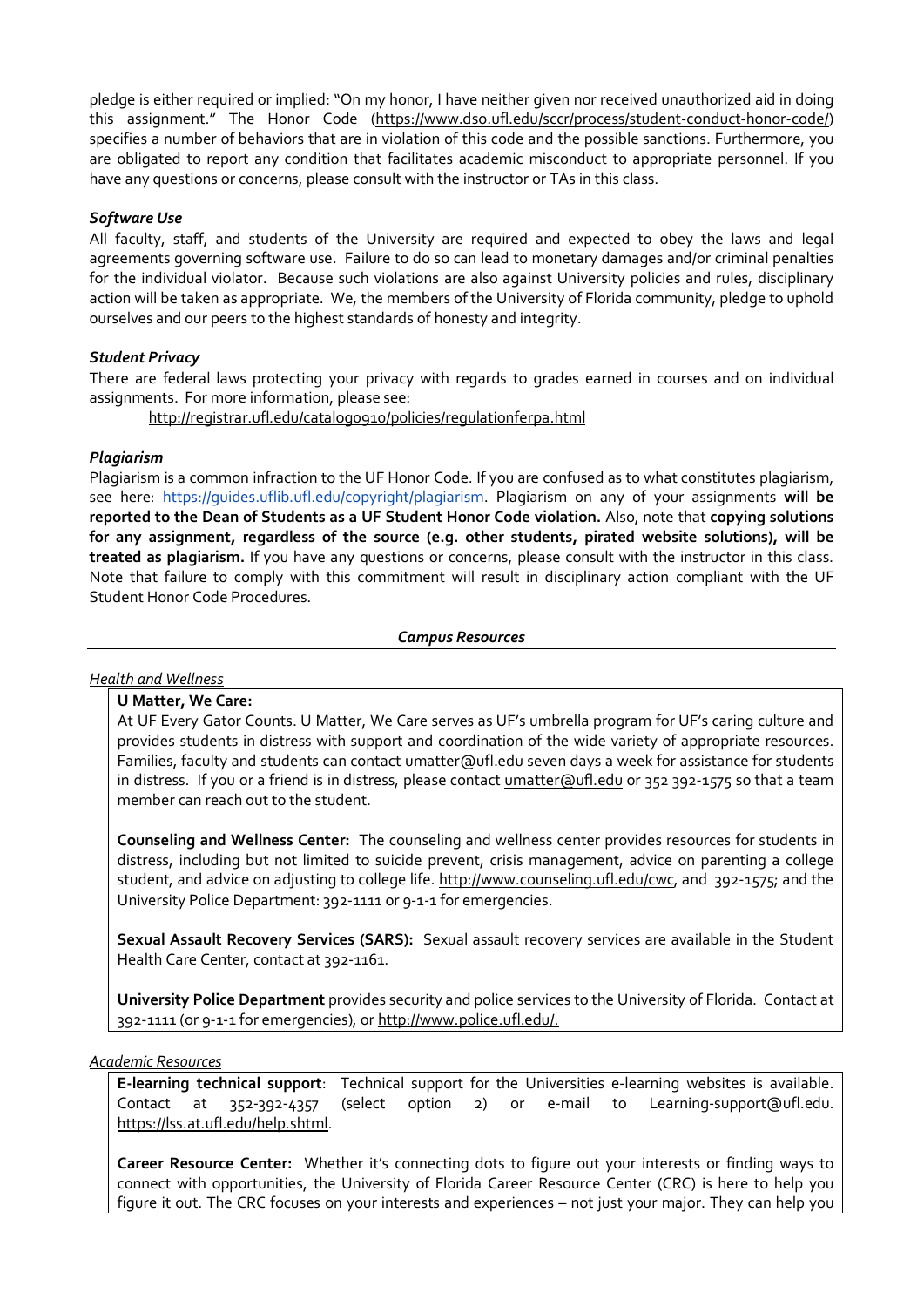pledge is either required or implied: "On my honor, I have neither given nor received unauthorized aid in doing this assignment." The Honor Code (https://www.dso.ufl.edu/sccr/process/student-conduct-honor-code/) specifies a number of behaviors that are in violation of this code and the possible sanctions. Furthermore, you are obligated to report any condition that facilitates academic misconduct to appropriate personnel. If you have any questions or concerns, please consult with the instructor or TAs in this class.

***Software Use***

All faculty, staff, and students of the University are required and expected to obey the laws and legal agreements governing software use. Failure to do so can lead to monetary damages and/or criminal penalties for the individual violator. Because such violations are also against University policies and rules, disciplinary action will be taken as appropriate. We, the members of the University of Florida community, pledge to uphold ourselves and our peers to the highest standards of honesty and integrity.

***Student Privacy***

There are federal laws protecting your privacy with regards to grades earned in courses and on individual assignments. For more information, please see:

http://registrar.ufl.edu/catalog0910/policies/regulationferpa.html

***Plagiarism***

Plagiarism is a common infraction to the UF Honor Code. If you are confused as to what constitutes plagiarism, see here: https://guides.uflib.ufl.edu/copyright/plagiarism. Plagiarism on any of your assignments **will be reported to the Dean of Students as a UF Student Honor Code violation.** Also, note that **copying solutions for any assignment, regardless of the source (e.g. other students, pirated website solutions), will be treated as plagiarism.** If you have any questions or concerns, please consult with the instructor in this class. Note that failure to comply with this commitment will result in disciplinary action compliant with the UF Student Honor Code Procedures.

## *Campus Resources*

*Health and Wellness*

**U Matter, We Care:**
At UF Every Gator Counts. U Matter, We Care serves as UF's umbrella program for UF's caring culture and provides students in distress with support and coordination of the wide variety of appropriate resources. Families, faculty and students can contact umatter@ufl.edu seven days a week for assistance for students in distress. If you or a friend is in distress, please contact umatter@ufl.edu or 352 392-1575 so that a team member can reach out to the student.

**Counseling and Wellness Center:** The counseling and wellness center provides resources for students in distress, including but not limited to suicide prevent, crisis management, advice on parenting a college student, and advice on adjusting to college life. http://www.counseling.ufl.edu/cwc, and 392-1575; and the University Police Department: 392-1111 or 9-1-1 for emergencies.

**Sexual Assault Recovery Services (SARS):** Sexual assault recovery services are available in the Student Health Care Center, contact at 392-1161.

**University Police Department** provides security and police services to the University of Florida. Contact at 392-1111 (or 9-1-1 for emergencies), or http://www.police.ufl.edu/.

*Academic Resources*

**E-learning technical support**: Technical support for the Universities e-learning websites is available. Contact at 352-392-4357 (select option 2) or e-mail to Learning-support@ufl.edu. https://lss.at.ufl.edu/help.shtml.

**Career Resource Center:** Whether it's connecting dots to figure out your interests or finding ways to connect with opportunities, the University of Florida Career Resource Center (CRC) is here to help you figure it out. The CRC focuses on your interests and experiences – not just your major. They can help you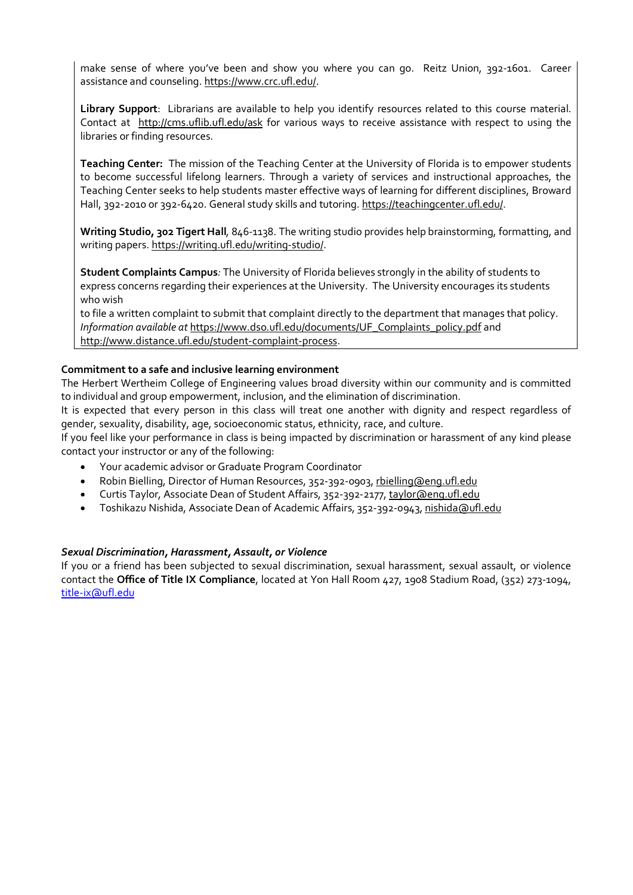make sense of where you've been and show you where you can go. Reitz Union, 392-1601. Career assistance and counseling. https://www.crc.ufl.edu/.

**Library Support**: Librarians are available to help you identify resources related to this course material. Contact at http://cms.uflib.ufl.edu/ask for various ways to receive assistance with respect to using the libraries or finding resources.

**Teaching Center:** The mission of the Teaching Center at the University of Florida is to empower students to become successful lifelong learners. Through a variety of services and instructional approaches, the Teaching Center seeks to help students master effective ways of learning for different disciplines, Broward Hall, 392-2010 or 392-6420. General study skills and tutoring. https://teachingcenter.ufl.edu/.

**Writing Studio, 302 Tigert Hall**, 846-1138. The writing studio provides help brainstorming, formatting, and writing papers. https://writing.ufl.edu/writing-studio/.

**Student Complaints Campus***:* The University of Florida believes strongly in the ability of students to express concerns regarding their experiences at the University. The University encourages its students who wish
to file a written complaint to submit that complaint directly to the department that manages that policy. *Information available at* https://www.dso.ufl.edu/documents/UF_Complaints_policy.pdf and http://www.distance.ufl.edu/student-complaint-process.

**Commitment to a safe and inclusive learning environment**

The Herbert Wertheim College of Engineering values broad diversity within our community and is committed to individual and group empowerment, inclusion, and the elimination of discrimination.

It is expected that every person in this class will treat one another with dignity and respect regardless of gender, sexuality, disability, age, socioeconomic status, ethnicity, race, and culture.

If you feel like your performance in class is being impacted by discrimination or harassment of any kind please contact your instructor or any of the following:

- Your academic advisor or Graduate Program Coordinator
- Robin Bielling, Director of Human Resources, 352-392-0903, rbielling@eng.ufl.edu
- Curtis Taylor, Associate Dean of Student Affairs, 352-392-2177, taylor@eng.ufl.edu
- Toshikazu Nishida, Associate Dean of Academic Affairs, 352-392-0943, nishida@ufl.edu

***Sexual Discrimination, Harassment, Assault, or Violence***

If you or a friend has been subjected to sexual discrimination, sexual harassment, sexual assault, or violence contact the **Office of Title IX Compliance**, located at Yon Hall Room 427, 1908 Stadium Road, (352) 273-1094, title-ix@ufl.edu